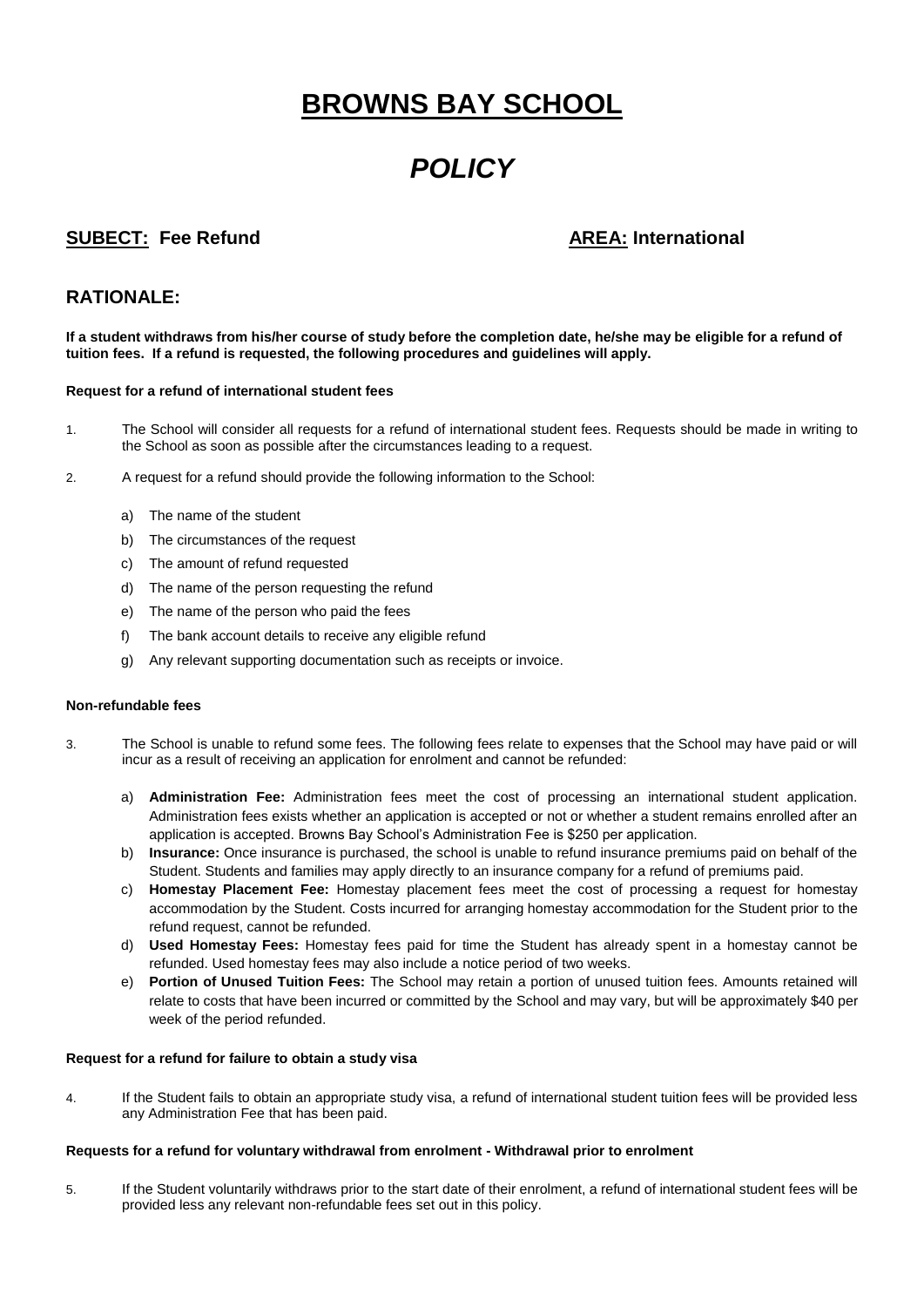# BROWNS BAY SCHOOL

# *POLICY*

**SUBECT: Fee Refund** **AREA: International**

## RATIONALE:

**If a student withdraws from his/her course of study before the completion date, he/she may be eligible for a refund of tuition fees. If a refund is requested, the following procedures and guidelines will apply.**

**Request for a refund of international student fees**

1. The School will consider all requests for a refund of international student fees. Requests should be made in writing to the School as soon as possible after the circumstances leading to a request.

2. A request for a refund should provide the following information to the School:

   a) The name of the student

   b) The circumstances of the request

   c) The amount of refund requested

   d) The name of the person requesting the refund

   e) The name of the person who paid the fees

   f) The bank account details to receive any eligible refund

   g) Any relevant supporting documentation such as receipts or invoice.

**Non-refundable fees**

3. The School is unable to refund some fees. The following fees relate to expenses that the School may have paid or will incur as a result of receiving an application for enrolment and cannot be refunded:

   a) **Administration Fee:** Administration fees meet the cost of processing an international student application. Administration fees exists whether an application is accepted or not or whether a student remains enrolled after an application is accepted. Browns Bay School's Administration Fee is $250 per application.

   b) **Insurance:** Once insurance is purchased, the school is unable to refund insurance premiums paid on behalf of the Student. Students and families may apply directly to an insurance company for a refund of premiums paid.

   c) **Homestay Placement Fee:** Homestay placement fees meet the cost of processing a request for homestay accommodation by the Student. Costs incurred for arranging homestay accommodation for the Student prior to the refund request, cannot be refunded.

   d) **Used Homestay Fees:** Homestay fees paid for time the Student has already spent in a homestay cannot be refunded. Used homestay fees may also include a notice period of two weeks.

   e) **Portion of Unused Tuition Fees:** The School may retain a portion of unused tuition fees. Amounts retained will relate to costs that have been incurred or committed by the School and may vary, but will be approximately $40 per week of the period refunded.

**Request for a refund for failure to obtain a study visa**

4. If the Student fails to obtain an appropriate study visa, a refund of international student tuition fees will be provided less any Administration Fee that has been paid.

**Requests for a refund for voluntary withdrawal from enrolment - Withdrawal prior to enrolment**

5. If the Student voluntarily withdraws prior to the start date of their enrolment, a refund of international student fees will be provided less any relevant non-refundable fees set out in this policy.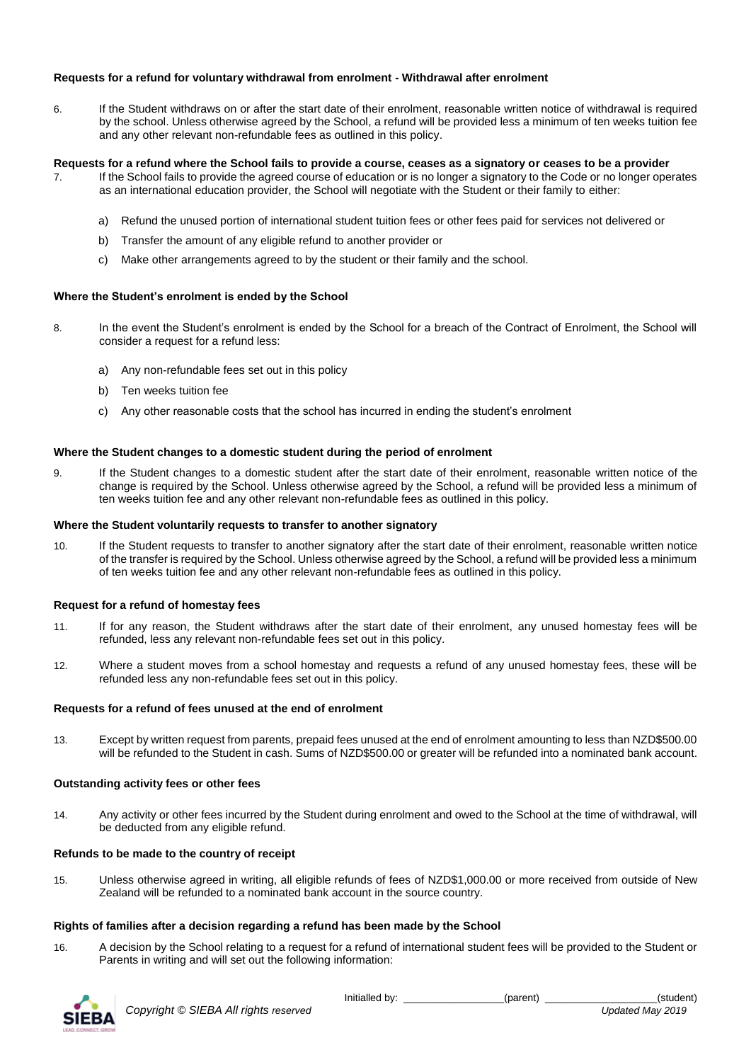**Requests for a refund for voluntary withdrawal from enrolment - Withdrawal after enrolment**

6. If the Student withdraws on or after the start date of their enrolment, reasonable written notice of withdrawal is required by the school. Unless otherwise agreed by the School, a refund will be provided less a minimum of ten weeks tuition fee and any other relevant non-refundable fees as outlined in this policy.

**Requests for a refund where the School fails to provide a course, ceases as a signatory or ceases to be a provider**

7. If the School fails to provide the agreed course of education or is no longer a signatory to the Code or no longer operates as an international education provider, the School will negotiate with the Student or their family to either:

   a) Refund the unused portion of international student tuition fees or other fees paid for services not delivered or

   b) Transfer the amount of any eligible refund to another provider or

   c) Make other arrangements agreed to by the student or their family and the school.

**Where the Student's enrolment is ended by the School**

8. In the event the Student's enrolment is ended by the School for a breach of the Contract of Enrolment, the School will consider a request for a refund less:

   a) Any non-refundable fees set out in this policy

   b) Ten weeks tuition fee

   c) Any other reasonable costs that the school has incurred in ending the student's enrolment

**Where the Student changes to a domestic student during the period of enrolment**

9. If the Student changes to a domestic student after the start date of their enrolment, reasonable written notice of the change is required by the School. Unless otherwise agreed by the School, a refund will be provided less a minimum of ten weeks tuition fee and any other relevant non-refundable fees as outlined in this policy.

**Where the Student voluntarily requests to transfer to another signatory**

10. If the Student requests to transfer to another signatory after the start date of their enrolment, reasonable written notice of the transfer is required by the School. Unless otherwise agreed by the School, a refund will be provided less a minimum of ten weeks tuition fee and any other relevant non-refundable fees as outlined in this policy.

**Request for a refund of homestay fees**

11. If for any reason, the Student withdraws after the start date of their enrolment, any unused homestay fees will be refunded, less any relevant non-refundable fees set out in this policy.

12. Where a student moves from a school homestay and requests a refund of any unused homestay fees, these will be refunded less any non-refundable fees set out in this policy.

**Requests for a refund of fees unused at the end of enrolment**

13. Except by written request from parents, prepaid fees unused at the end of enrolment amounting to less than NZD$500.00 will be refunded to the Student in cash. Sums of NZD$500.00 or greater will be refunded into a nominated bank account.

**Outstanding activity fees or other fees**

14. Any activity or other fees incurred by the Student during enrolment and owed to the School at the time of withdrawal, will be deducted from any eligible refund.

**Refunds to be made to the country of receipt**

15. Unless otherwise agreed in writing, all eligible refunds of fees of NZD$1,000.00 or more received from outside of New Zealand will be refunded to a nominated bank account in the source country.

**Rights of families after a decision regarding a refund has been made by the School**

16. A decision by the School relating to a request for a refund of international student fees will be provided to the Student or Parents in writing and will set out the following information:

Initialled by: _________________(parent) ___________________(student)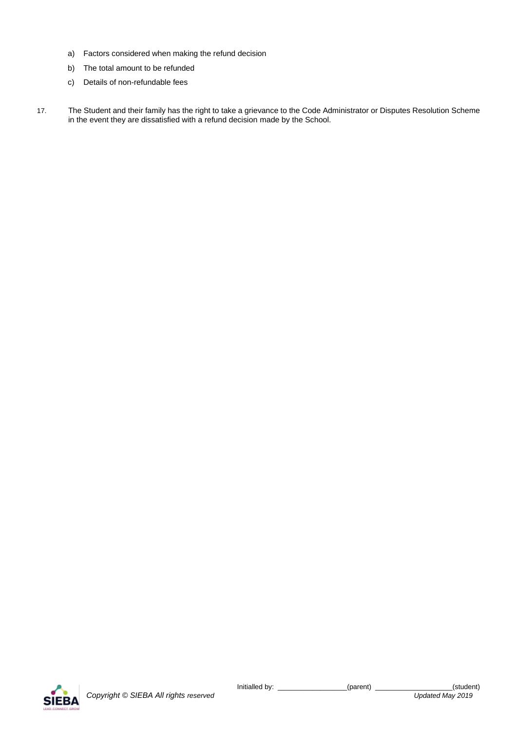a) Factors considered when making the refund decision

b) The total amount to be refunded

c) Details of non-refundable fees

17. The Student and their family has the right to take a grievance to the Code Administrator or Disputes Resolution Scheme in the event they are dissatisfied with a refund decision made by the School.